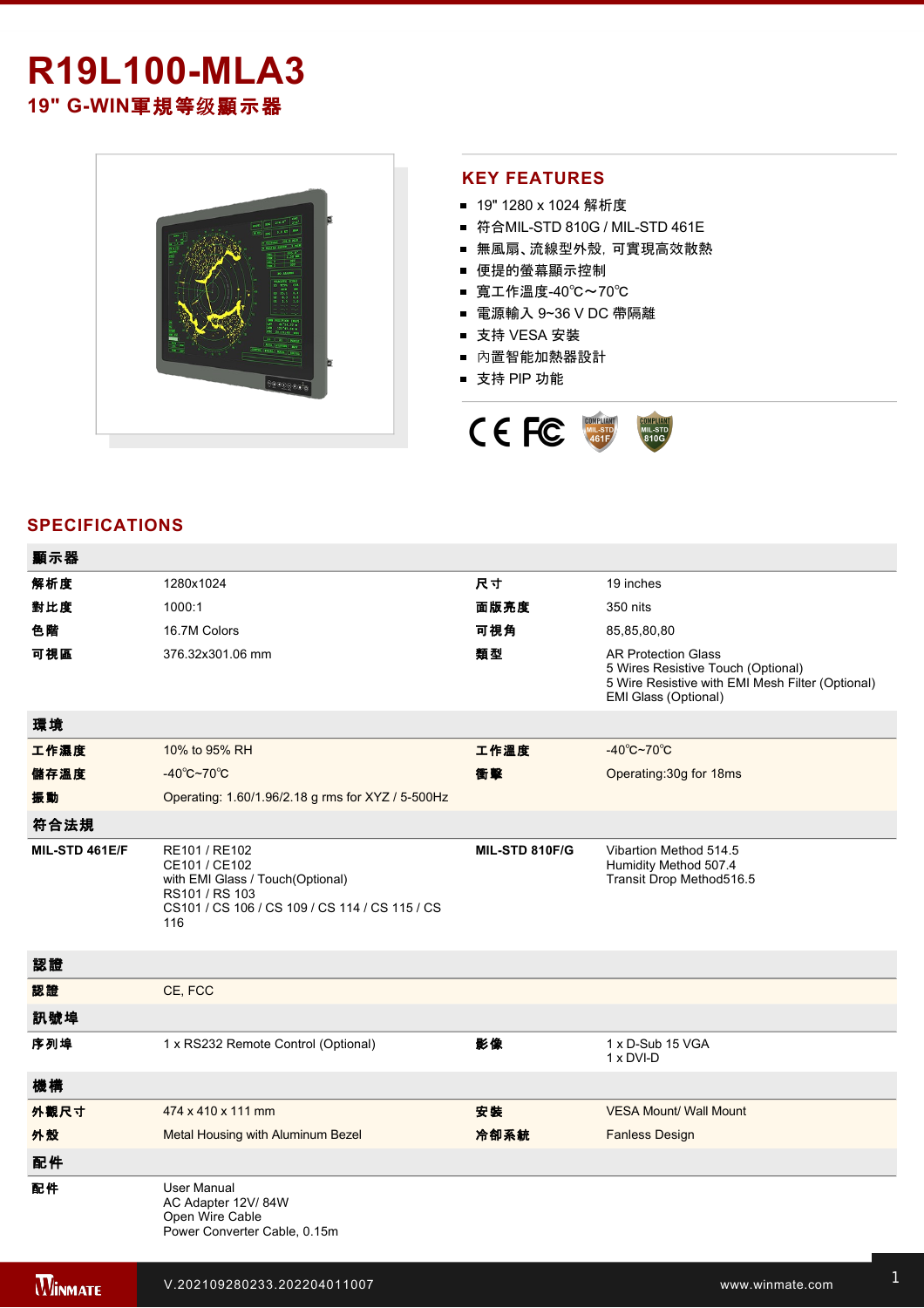# R19L100-MLA3

## 19" G-WIN軍規等级顯示器

## KEY FEATURES

- 19" 1280 x 1024 解析度
- 符合MIL-STD 810G / MIL-STD 461E
- 無風扇、流線型外殼，可實現高效散熱
- 便提的螢幕顯示控制
- 寬工作溫度-40℃～70℃
- 電源輸入 9~36 V DC 帶隔離
- 支持 VESA 安裝
- 內置智能加熱器設計
- 支持 PIP 功能

## SPECIFICATIONS

| 顯示器 | | | |
|---|---|---|---|
| 解析度 | 1280x1024 | 尺寸 | 19 inches |
| 對比度 | 1000:1 | 面版亮度 | 350 nits |
| 色階 | 16.7M Colors | 可視角 | 85,85,80,80 |
| 可視區 | 376.32x301.06 mm | 類型 | AR Protection Glass<br>5 Wires Resistive Touch (Optional)<br>5 Wire Resistive with EMI Mesh Filter (Optional)<br>EMI Glass (Optional) |
| **環境** | | | |
| 工作濕度 | 10% to 95% RH | 工作溫度 | -40℃~70℃ |
| 儲存溫度 | -40℃~70℃ | 衝擊 | Operating:30g for 18ms |
| 振動 | Operating: 1.60/1.96/2.18 g rms for XYZ / 5-500Hz | | |
| **符合法規** | | | |
| MIL-STD 461E/F | RE101 / RE102<br>CE101 / CE102<br>with EMI Glass / Touch(Optional)<br>RS101 / RS 103<br>CS101 / CS 106 / CS 109 / CS 114 / CS 115 / CS 116 | MIL-STD 810F/G | Vibartion Method 514.5<br>Humidity Method 507.4<br>Transit Drop Method516.5 |
| **認證** | | | |
| 認證 | CE, FCC | | |
| **訊號埠** | | | |
| 序列埠 | 1 x RS232 Remote Control (Optional) | 影像 | 1 x D-Sub 15 VGA<br>1 x DVI-D |
| **機構** | | | |
| 外觀尺寸 | 474 x 410 x 111 mm | 安裝 | VESA Mount/ Wall Mount |
| 外殼 | Metal Housing with Aluminum Bezel | 冷卻系統 | Fanless Design |
| **配件** | | | |
| 配件 | User Manual<br>AC Adapter 12V/ 84W<br>Open Wire Cable<br>Power Converter Cable, 0.15m | | |

V.202109280233.202204011007

www.winmate.com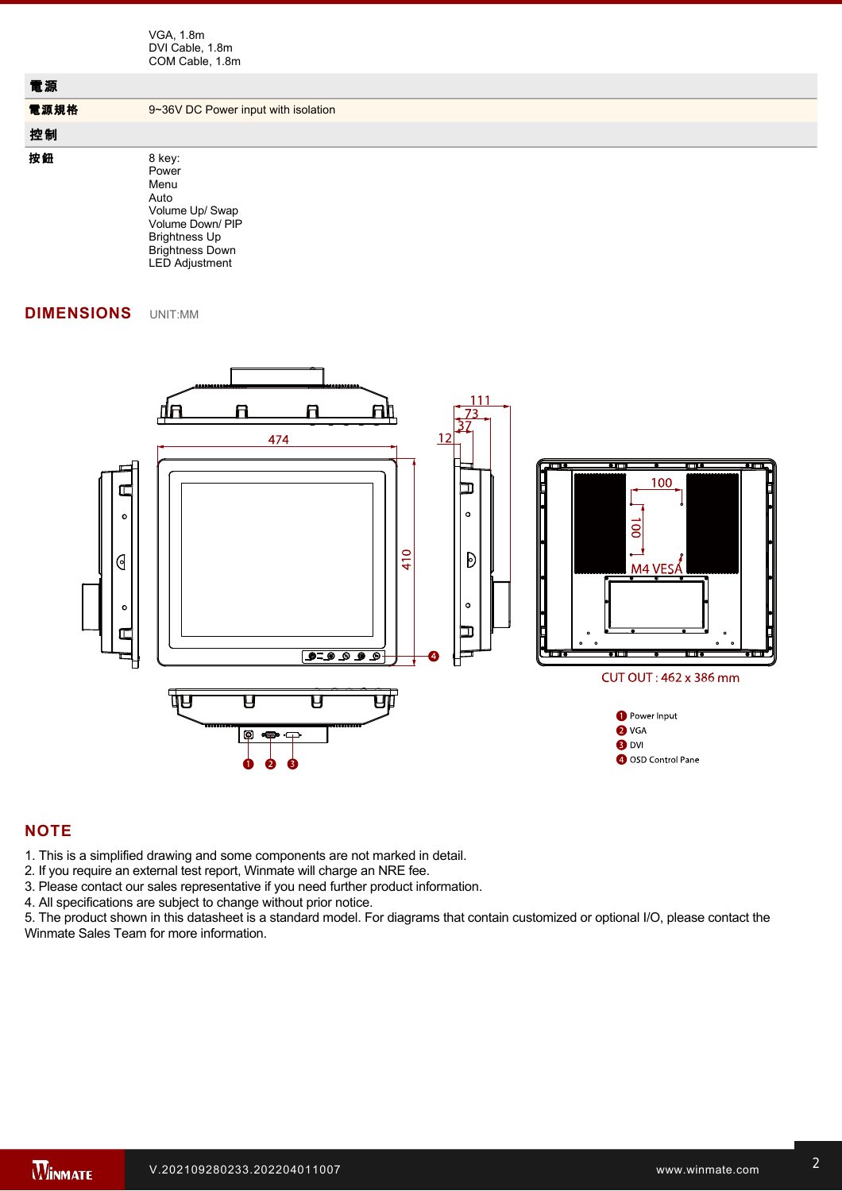| | |
|---|---|
| | VGA, 1.8m<br>DVI Cable, 1.8m<br>COM Cable, 1.8m |
| **電源** | |
| **電源規格** | 9~36V DC Power input with isolation |
| **控制** | |
| **按鈕** | 8 key:<br>Power<br>Menu<br>Auto<br>Volume Up/ Swap<br>Volume Down/ PIP<br>Brightness Up<br>Brightness Down<br>LED Adjustment |

## DIMENSIONS

UNIT:MM

474
410
111
73
37
12
100
100
M4 VESA
CUT OUT : 462 x 386 mm

1 Power Input
2 VGA
3 DVI
4 OSD Control Pane

## NOTE

1. This is a simplified drawing and some components are not marked in detail.
2. If you require an external test report, Winmate will charge an NRE fee.
3. Please contact our sales representative if you need further product information.
4. All specifications are subject to change without prior notice.
5. The product shown in this datasheet is a standard model. For diagrams that contain customized or optional I/O, please contact the Winmate Sales Team for more information.